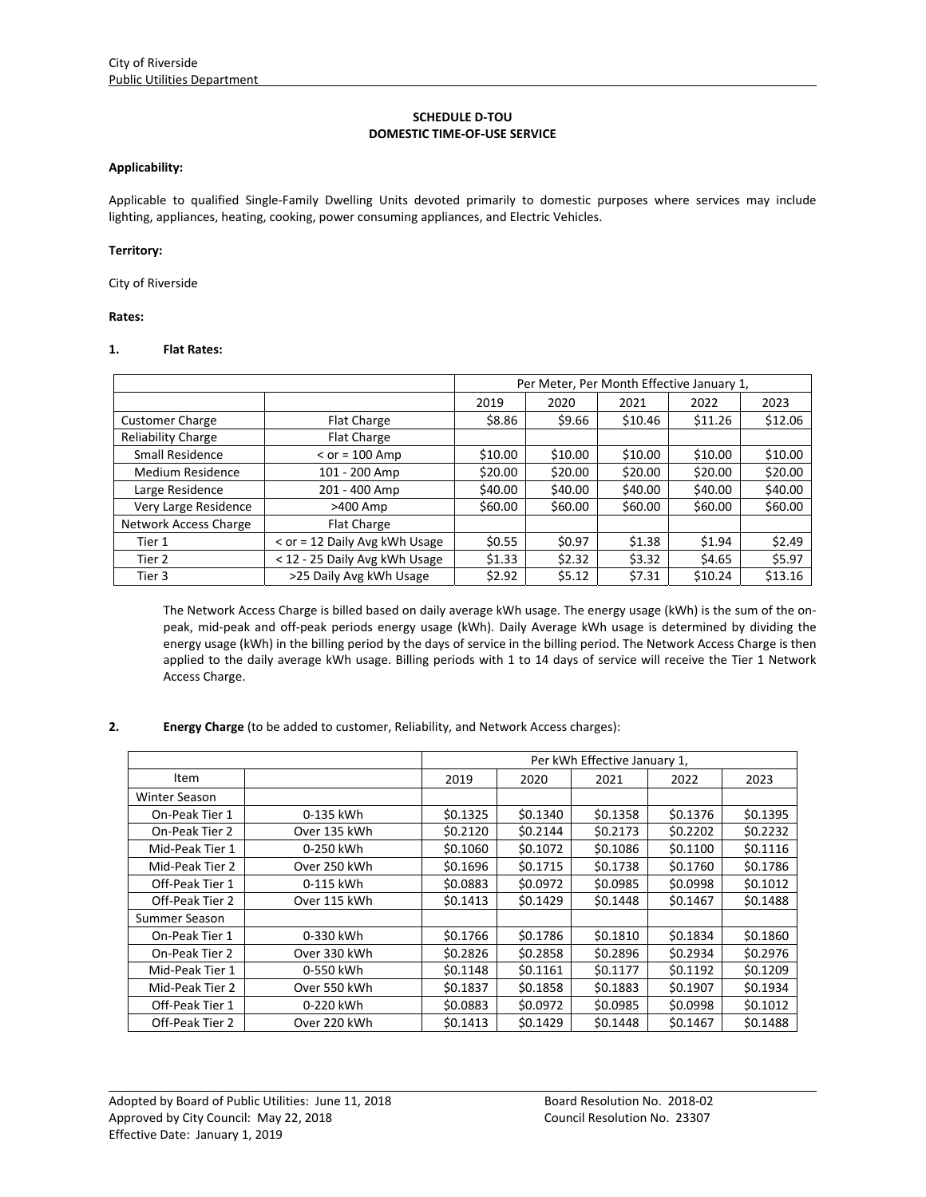City of Riverside
Public Utilities Department

## SCHEDULE D-TOU
## DOMESTIC TIME-OF-USE SERVICE

**Applicability:**

Applicable to qualified Single-Family Dwelling Units devoted primarily to domestic purposes where services may include lighting, appliances, heating, cooking, power consuming appliances, and Electric Vehicles.

**Territory:**

City of Riverside

**Rates:**

**1. Flat Rates:**

| | | Per Meter, Per Month Effective January 1, | | | | |
|---|---|---|---|---|---|---|
| | | 2019 | 2020 | 2021 | 2022 | 2023 |
| Customer Charge | Flat Charge | $8.86 | $9.66 | $10.46 | $11.26 | $12.06 |
| Reliability Charge | Flat Charge | | | | | |
| Small Residence | < or = 100 Amp | $10.00 | $10.00 | $10.00 | $10.00 | $10.00 |
| Medium Residence | 101 - 200 Amp | $20.00 | $20.00 | $20.00 | $20.00 | $20.00 |
| Large Residence | 201 - 400 Amp | $40.00 | $40.00 | $40.00 | $40.00 | $40.00 |
| Very Large Residence | >400 Amp | $60.00 | $60.00 | $60.00 | $60.00 | $60.00 |
| Network Access Charge | Flat Charge | | | | | |
| Tier 1 | < or = 12 Daily Avg kWh Usage | $0.55 | $0.97 | $1.38 | $1.94 | $2.49 |
| Tier 2 | < 12 - 25 Daily Avg kWh Usage | $1.33 | $2.32 | $3.32 | $4.65 | $5.97 |
| Tier 3 | >25 Daily Avg kWh Usage | $2.92 | $5.12 | $7.31 | $10.24 | $13.16 |

The Network Access Charge is billed based on daily average kWh usage. The energy usage (kWh) is the sum of the on-peak, mid-peak and off-peak periods energy usage (kWh). Daily Average kWh usage is determined by dividing the energy usage (kWh) in the billing period by the days of service in the billing period. The Network Access Charge is then applied to the daily average kWh usage. Billing periods with 1 to 14 days of service will receive the Tier 1 Network Access Charge.

**2. Energy Charge** (to be added to customer, Reliability, and Network Access charges):

| | | Per kWh Effective January 1, | | | | |
|---|---|---|---|---|---|---|
| Item | | 2019 | 2020 | 2021 | 2022 | 2023 |
| Winter Season | | | | | | |
| On-Peak Tier 1 | 0-135 kWh | $0.1325 | $0.1340 | $0.1358 | $0.1376 | $0.1395 |
| On-Peak Tier 2 | Over 135 kWh | $0.2120 | $0.2144 | $0.2173 | $0.2202 | $0.2232 |
| Mid-Peak Tier 1 | 0-250 kWh | $0.1060 | $0.1072 | $0.1086 | $0.1100 | $0.1116 |
| Mid-Peak Tier 2 | Over 250 kWh | $0.1696 | $0.1715 | $0.1738 | $0.1760 | $0.1786 |
| Off-Peak Tier 1 | 0-115 kWh | $0.0883 | $0.0972 | $0.0985 | $0.0998 | $0.1012 |
| Off-Peak Tier 2 | Over 115 kWh | $0.1413 | $0.1429 | $0.1448 | $0.1467 | $0.1488 |
| Summer Season | | | | | | |
| On-Peak Tier 1 | 0-330 kWh | $0.1766 | $0.1786 | $0.1810 | $0.1834 | $0.1860 |
| On-Peak Tier 2 | Over 330 kWh | $0.2826 | $0.2858 | $0.2896 | $0.2934 | $0.2976 |
| Mid-Peak Tier 1 | 0-550 kWh | $0.1148 | $0.1161 | $0.1177 | $0.1192 | $0.1209 |
| Mid-Peak Tier 2 | Over 550 kWh | $0.1837 | $0.1858 | $0.1883 | $0.1907 | $0.1934 |
| Off-Peak Tier 1 | 0-220 kWh | $0.0883 | $0.0972 | $0.0985 | $0.0998 | $0.1012 |
| Off-Peak Tier 2 | Over 220 kWh | $0.1413 | $0.1429 | $0.1448 | $0.1467 | $0.1488 |

Adopted by Board of Public Utilities: June 11, 2018 — Board Resolution No. 2018-02
Approved by City Council: May 22, 2018 — Council Resolution No. 23307
Effective Date: January 1, 2019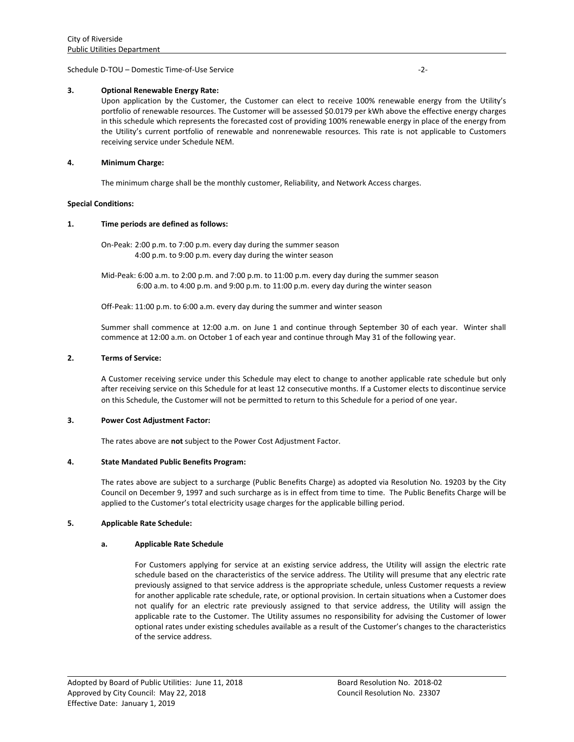**3. Optional Renewable Energy Rate:**

Upon application by the Customer, the Customer can elect to receive 100% renewable energy from the Utility's portfolio of renewable resources. The Customer will be assessed $0.0179 per kWh above the effective energy charges in this schedule which represents the forecasted cost of providing 100% renewable energy in place of the energy from the Utility's current portfolio of renewable and nonrenewable resources. This rate is not applicable to Customers receiving service under Schedule NEM.

**4. Minimum Charge:**

The minimum charge shall be the monthly customer, Reliability, and Network Access charges.

**Special Conditions:**

**1. Time periods are defined as follows:**

On-Peak: 2:00 p.m. to 7:00 p.m. every day during the summer season
4:00 p.m. to 9:00 p.m. every day during the winter season

Mid-Peak: 6:00 a.m. to 2:00 p.m. and 7:00 p.m. to 11:00 p.m. every day during the summer season
6:00 a.m. to 4:00 p.m. and 9:00 p.m. to 11:00 p.m. every day during the winter season

Off-Peak: 11:00 p.m. to 6:00 a.m. every day during the summer and winter season

Summer shall commence at 12:00 a.m. on June 1 and continue through September 30 of each year. Winter shall commence at 12:00 a.m. on October 1 of each year and continue through May 31 of the following year.

**2. Terms of Service:**

A Customer receiving service under this Schedule may elect to change to another applicable rate schedule but only after receiving service on this Schedule for at least 12 consecutive months. If a Customer elects to discontinue service on this Schedule, the Customer will not be permitted to return to this Schedule for a period of one year.

**3. Power Cost Adjustment Factor:**

The rates above are **not** subject to the Power Cost Adjustment Factor.

**4. State Mandated Public Benefits Program:**

The rates above are subject to a surcharge (Public Benefits Charge) as adopted via Resolution No. 19203 by the City Council on December 9, 1997 and such surcharge as is in effect from time to time. The Public Benefits Charge will be applied to the Customer's total electricity usage charges for the applicable billing period.

**5. Applicable Rate Schedule:**

**a. Applicable Rate Schedule**

For Customers applying for service at an existing service address, the Utility will assign the electric rate schedule based on the characteristics of the service address. The Utility will presume that any electric rate previously assigned to that service address is the appropriate schedule, unless Customer requests a review for another applicable rate schedule, rate, or optional provision. In certain situations when a Customer does not qualify for an electric rate previously assigned to that service address, the Utility will assign the applicable rate to the Customer. The Utility assumes no responsibility for advising the Customer of lower optional rates under existing schedules available as a result of the Customer's changes to the characteristics of the service address.

Adopted by Board of Public Utilities: June 11, 2018 — Board Resolution No. 2018-02
Approved by City Council: May 22, 2018 — Council Resolution No. 23307
Effective Date: January 1, 2019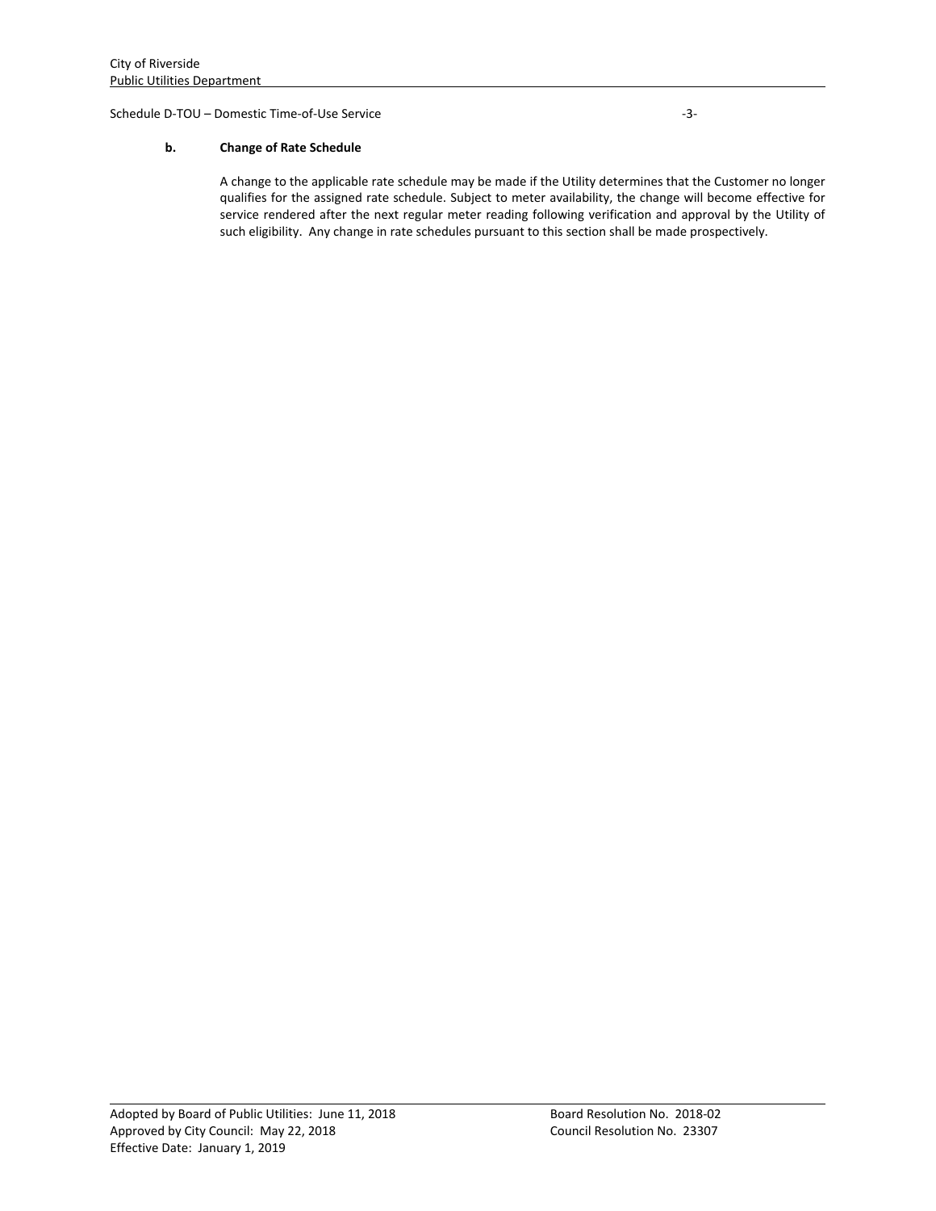**b. Change of Rate Schedule**

A change to the applicable rate schedule may be made if the Utility determines that the Customer no longer qualifies for the assigned rate schedule. Subject to meter availability, the change will become effective for service rendered after the next regular meter reading following verification and approval by the Utility of such eligibility. Any change in rate schedules pursuant to this section shall be made prospectively.